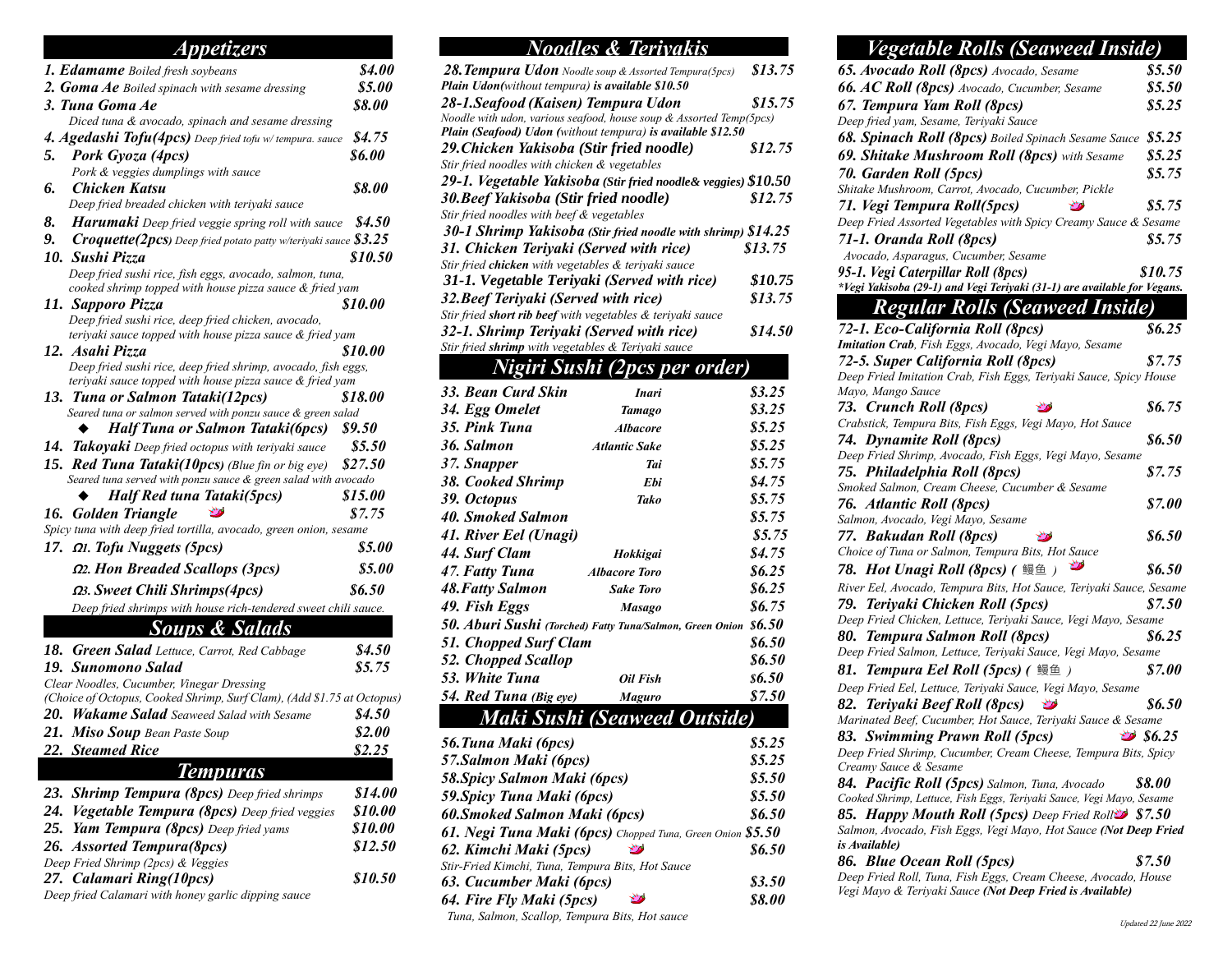## Appetizers

1. **Edamame** *Boiled fresh soybeans* — $4.00
2. **Goma Ae** *Boiled spinach with sesame dressing* — $5.00
3. **Tuna Goma Ae** — $8.00
   *Diced tuna & avocado, spinach and sesame dressing*
4. **Agedashi Tofu(4pcs)** *Deep fried tofu w/ tempura. sauce* — $4.75
5. **Pork Gyoza (4pcs)** — $6.00
   *Pork & veggies dumplings with sauce*
6. **Chicken Katsu** — $8.00
   *Deep fried breaded chicken with teriyaki sauce*
8. **Harumaki** *Deep fried veggie spring roll with sauce* — $4.50
9. **Croquette(2pcs)** *Deep fried potato patty w/teriyaki sauce* — $3.25
10. **Sushi Pizza** — $10.50
    *Deep fried sushi rice, fish eggs, avocado, salmon, tuna, cooked shrimp topped with house pizza sauce & fried yam*
11. **Sapporo Pizza** — $10.00
    *Deep fried sushi rice, deep fried chicken, avocado, teriyaki sauce topped with house pizza sauce & fried yam*
12. **Asahi Pizza** — $10.00
    *Deep fried sushi rice, deep fried shrimp, avocado, fish eggs, teriyaki sauce topped with house pizza sauce & fried yam*
13. **Tuna or Salmon Tataki(12pcs)** — $18.00
    *Seared tuna or salmon served with ponzu sauce & green salad*
    - **Half Tuna or Salmon Tataki(6pcs)** — $9.50
14. **Takoyaki** *Deep fried octopus with teriyaki sauce* — $5.50
15. **Red Tuna Tataki(10pcs)** *(Blue fin or big eye)* — $27.50
    *Seared tuna served with ponzu sauce & green salad with avocado*
    - **Half Red tuna Tataki(5pcs)** — $15.00
16. **Golden Triangle** 🌶 — $7.75
    *Spicy tuna with deep fried tortilla, avocado, green onion, sesame*
17. **Ω1. Tofu Nuggets (5pcs)** — $5.00
    **Ω2. Hon Breaded Scallops (3pcs)** — $5.00
    **Ω3. Sweet Chili Shrimps(4pcs)** — $6.50
    *Deep fried shrimps with house rich-tendered sweet chili sauce.*

## Soups & Salads

18. **Green Salad** *Lettuce, Carrot, Red Cabbage* — $4.50
19. **Sunomono Salad** — $5.75
    *Clear Noodles, Cucumber, Vinegar Dressing*
    *(Choice of Octopus, Cooked Shrimp, Surf Clam), (Add $1.75 at Octopus)*
20. **Wakame Salad** *Seaweed Salad with Sesame* — $4.50
21. **Miso Soup** *Bean Paste Soup* — $2.00
22. **Steamed Rice** — $2.25

## Tempuras

23. **Shrimp Tempura (8pcs)** *Deep fried shrimps* — $14.00
24. **Vegetable Tempura (8pcs)** *Deep fried veggies* — $10.00
25. **Yam Tempura (8pcs)** *Deep fried yams* — $10.00
26. **Assorted Tempura(8pcs)** — $12.50
    *Deep Fried Shrimp (2pcs) & Veggies*
27. **Calamari Ring(10pcs)** — $10.50
    *Deep fried Calamari with honey garlic dipping sauce*

## Noodles & Teriyakis

**28. Tempura Udon** *Noodle soup & Assorted Tempura(5pcs)* — $13.75
*Plain Udon(without tempura) is available $10.50*
**28-1. Seafood (Kaisen) Tempura Udon** — $15.75
*Noodle with udon, various seafood, house soup & Assorted Temp(5pcs)*
*Plain (Seafood) Udon (without tempura) is available $12.50*
**29. Chicken Yakisoba (Stir fried noodle)** — $12.75
*Stir fried noodles with chicken & vegetables*
**29-1. Vegetable Yakisoba** *(Stir fried noodle& veggies)* — $10.50
**30. Beef Yakisoba (Stir fried noodle)** — $12.75
*Stir fried noodles with beef & vegetables*
**30-1 Shrimp Yakisoba** *(Stir fried noodle with shrimp)* — $14.25
**31. Chicken Teriyaki (Served with rice)** — $13.75
*Stir fried **chicken** with vegetables & teriyaki sauce*
**31-1. Vegetable Teriyaki (Served with rice)** — $10.75
**32. Beef Teriyaki (Served with rice)** — $13.75
*Stir fried **short rib beef** with vegetables & teriyaki sauce*
**32-1. Shrimp Teriyaki (Served with rice)** — $14.50
*Stir fried **shrimp** with vegetables & Teriyaki sauce*

## Nigiri Sushi (2pcs per order)

| Item | | Price |
|---|---|---|
| 33. Bean Curd Skin | Inari | $3.25 |
| 34. Egg Omelet | Tamago | $3.25 |
| 35. Pink Tuna | Albacore | $5.25 |
| 36. Salmon | Atlantic Sake | $5.25 |
| 37. Snapper | Tai | $5.75 |
| 38. Cooked Shrimp | Ebi | $4.75 |
| 39. Octopus | Tako | $5.75 |
| 40. Smoked Salmon | | $5.75 |
| 41. River Eel (Unagi) | | $5.75 |
| 44. Surf Clam | Hokkigai | $4.75 |
| 47. Fatty Tuna | Albacore Toro | $6.25 |
| 48. Fatty Salmon | Sake Toro | $6.25 |
| 49. Fish Eggs | Masago | $6.75 |
| 50. Aburi Sushi (Torched) Fatty Tuna/Salmon, Green Onion | | $6.50 |
| 51. Chopped Surf Clam | | $6.50 |
| 52. Chopped Scallop | | $6.50 |
| 53. White Tuna | Oil Fish | $6.50 |
| 54. Red Tuna (Big eye) | Maguro | $7.50 |

## Maki Sushi (Seaweed Outside)

**56. Tuna Maki (6pcs)** — $5.25
**57. Salmon Maki (6pcs)** — $5.25
**58. Spicy Salmon Maki (6pcs)** — $5.50
**59. Spicy Tuna Maki (6pcs)** — $5.50
**60. Smoked Salmon Maki (6pcs)** — $6.50
**61. Negi Tuna Maki (6pcs)** *Chopped Tuna, Green Onion* — $5.50
**62. Kimchi Maki (5pcs)** 🌶 — $6.50
*Stir-Fried Kimchi, Tuna, Tempura Bits, Hot Sauce*
**63. Cucumber Maki (6pcs)** — $3.50
**64. Fire Fly Maki (5pcs)** 🌶 — $8.00
*Tuna, Salmon, Scallop, Tempura Bits, Hot sauce*

## Vegetable Rolls (Seaweed Inside)

**65. Avocado Roll (8pcs)** *Avocado, Sesame* — $5.50
**66. AC Roll (8pcs)** *Avocado, Cucumber, Sesame* — $5.50
**67. Tempura Yam Roll (8pcs)** — $5.25
*Deep fried yam, Sesame, Teriyaki Sauce*
**68. Spinach Roll (8pcs)** *Boiled Spinach Sesame Sauce* — $5.25
**69. Shitake Mushroom Roll (8pcs)** *with Sesame* — $5.25
**70. Garden Roll (5pcs)** — $5.75
*Shitake Mushroom, Carrot, Avocado, Cucumber, Pickle*
**71. Vegi Tempura Roll(5pcs)** 🌶 — $5.75
*Deep Fried Assorted Vegetables with Spicy Creamy Sauce & Sesame*
**71-1. Oranda Roll (8pcs)** — $5.75
*Avocado, Asparagus, Cucumber, Sesame*
**95-1. Vegi Caterpillar Roll (8pcs)** — $10.75
***Vegi Yakisoba (29-1) and Vegi Teriyaki (31-1) are available for Vegans.***

## Regular Rolls (Seaweed Inside)

**72-1. Eco-California Roll (8pcs)** — $6.25
***Imitation Crab**, Fish Eggs, Avocado, Vegi Mayo, Sesame*
**72-5. Super California Roll (8pcs)** — $7.75
*Deep Fried Imitation Crab, Fish Eggs, Teriyaki Sauce, Spicy House Mayo, Mango Sauce*
**73. Crunch Roll (8pcs)** 🌶 — $6.75
*Crabstick, Tempura Bits, Fish Eggs, Vegi Mayo, Hot Sauce*
**74. Dynamite Roll (8pcs)** — $6.50
*Deep Fried Shrimp, Avocado, Fish Eggs, Vegi Mayo, Sesame*
**75. Philadelphia Roll (8pcs)** — $7.75
*Smoked Salmon, Cream Cheese, Cucumber & Sesame*
**76. Atlantic Roll (8pcs)** — $7.00
*Salmon, Avocado, Vegi Mayo, Sesame*
**77. Bakudan Roll (8pcs)** 🌶 — $6.50
*Choice of Tuna or Salmon, Tempura Bits, Hot Sauce*
**78. Hot Unagi Roll (8pcs) ( 鰻魚 )** 🌶 — $6.50
*River Eel, Avocado, Tempura Bits, Hot Sauce, Teriyaki Sauce, Sesame*
**79. Teriyaki Chicken Roll (5pcs)** — $7.50
*Deep Fried Chicken, Lettuce, Teriyaki Sauce, Vegi Mayo, Sesame*
**80. Tempura Salmon Roll (8pcs)** — $6.25
*Deep Fried Salmon, Lettuce, Teriyaki Sauce, Vegi Mayo, Sesame*
**81. Tempura Eel Roll (5pcs) ( 鰻魚 )** — $7.00
*Deep Fried Eel, Lettuce, Teriyaki Sauce, Vegi Mayo, Sesame*
**82. Teriyaki Beef Roll (8pcs)** 🌶 — $6.50
*Marinated Beef, Cucumber, Hot Sauce, Teriyaki Sauce & Sesame*
**83. Swimming Prawn Roll (5pcs)** 🌶 — $6.25
*Deep Fried Shrimp, Cucumber, Cream Cheese, Tempura Bits, Spicy Creamy Sauce & Sesame*
**84. Pacific Roll (5pcs)** *Salmon, Tuna, Avocado* — $8.00
*Cooked Shrimp, Lettuce, Fish Eggs, Teriyaki Sauce, Vegi Mayo, Sesame*
**85. Happy Mouth Roll (5pcs)** *Deep Fried Roll* 🌶 — $7.50
*Salmon, Avocado, Fish Eggs, Vegi Mayo, Hot Sauce **(Not Deep Fried is Available)***
**86. Blue Ocean Roll (5pcs)** — $7.50
*Deep Fried Roll, Tuna, Fish Eggs, Cream Cheese, Avocado, House Vegi Mayo & Teriyaki Sauce **(Not Deep Fried is Available)***

*Updated 22 June 2022*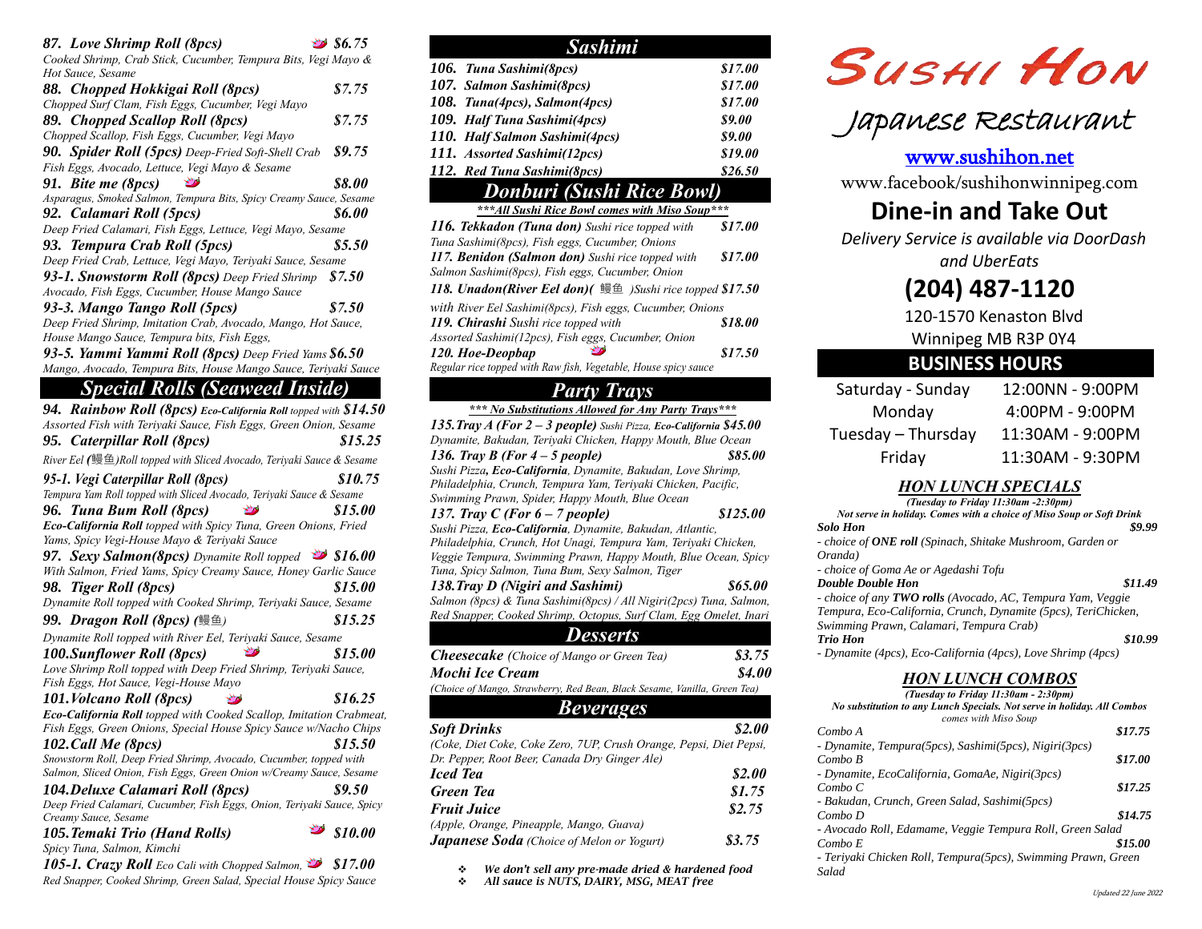**87. Love Shrimp Roll (8pcs)** **$6.75**
*Cooked Shrimp, Crab Stick, Cucumber, Tempura Bits, Vegi Mayo & Hot Sauce, Sesame*

**88. Chopped Hokkigai Roll (8pcs)** **$7.75**
*Chopped Surf Clam, Fish Eggs, Cucumber, Vegi Mayo*

**89. Chopped Scallop Roll (8pcs)** **$7.75**
*Chopped Scallop, Fish Eggs, Cucumber, Vegi Mayo*

**90. Spider Roll (5pcs)** *Deep-Fried Soft-Shell Crab* **$9.75**
*Fish Eggs, Avocado, Lettuce, Vegi Mayo & Sesame*

**91. Bite me (8pcs)** **$8.00**
*Asparagus, Smoked Salmon, Tempura Bits, Spicy Creamy Sauce, Sesame*

**92. Calamari Roll (5pcs)** **$6.00**
*Deep Fried Calamari, Fish Eggs, Lettuce, Vegi Mayo, Sesame*

**93. Tempura Crab Roll (5pcs)** **$5.50**
*Deep Fried Crab, Lettuce, Vegi Mayo, Teriyaki Sauce, Sesame*

**93-1. Snowstorm Roll (8pcs)** *Deep Fried Shrimp* **$7.50**
*Avocado, Fish Eggs, Cucumber, House Mango Sauce*

**93-3. Mango Tango Roll (5pcs)** **$7.50**
*Deep Fried Shrimp, Imitation Crab, Avocado, Mango, Hot Sauce, House Mango Sauce, Tempura bits, Fish Eggs,*

**93-5. Yammi Yammi Roll (8pcs)** *Deep Fried Yams* **$6.50**
*Mango, Avocado, Tempura Bits, House Mango Sauce, Teriyaki Sauce*

## Special Rolls (Seaweed Inside)

**94. Rainbow Roll (8pcs)** ***Eco-California Roll*** *topped with* **$14.50**
*Assorted Fish with Teriyaki Sauce, Fish Eggs, Green Onion, Sesame*

**95. Caterpillar Roll (8pcs)** **$15.25**
*River Eel (鰻鱼)Roll topped with Sliced Avocado, Teriyaki Sauce & Sesame*

**95-1. Vegi Caterpillar Roll (8pcs)** **$10.75**
*Tempura Yam Roll topped with Sliced Avocado, Teriyaki Sauce & Sesame*

**96. Tuna Bum Roll (8pcs)** **$15.00**
***Eco-California Roll*** *topped with Spicy Tuna, Green Onions, Fried Yams, Spicy Vegi-House Mayo & Teriyaki Sauce*

**97. Sexy Salmon(8pcs)** *Dynamite Roll topped* **$16.00**
*With Salmon, Fried Yams, Spicy Creamy Sauce, Honey Garlic Sauce*

**98. Tiger Roll (8pcs)** **$15.00**
*Dynamite Roll topped with Cooked Shrimp, Teriyaki Sauce, Sesame*

**99. Dragon Roll (8pcs) (**鰻鱼**)** **$15.25**
*Dynamite Roll topped with River Eel, Teriyaki Sauce, Sesame*

**100.Sunflower Roll (8pcs)** **$15.00**
*Love Shrimp Roll topped with Deep Fried Shrimp, Teriyaki Sauce, Fish Eggs, Hot Sauce, Vegi-House Mayo*

**101.Volcano Roll (8pcs)** **$16.25**
***Eco-California Roll*** *topped with Cooked Scallop, Imitation Crabmeat, Fish Eggs, Green Onions, Special House Spicy Sauce w/Nacho Chips*

**102.Call Me (8pcs)** **$15.50**
*Snowstorm Roll, Deep Fried Shrimp, Avocado, Cucumber, topped with Salmon, Sliced Onion, Fish Eggs, Green Onion w/Creamy Sauce, Sesame*

**104.Deluxe Calamari Roll (8pcs)** **$9.50**
*Deep Fried Calamari, Cucumber, Fish Eggs, Onion, Teriyaki Sauce, Spicy Creamy Sauce, Sesame*

**105.Temaki Trio (Hand Rolls)** **$10.00**
*Spicy Tuna, Salmon, Kimchi*

**105-1. Crazy Roll** *Eco Cali with Chopped Salmon,* **$17.00**
*Red Snapper, Cooked Shrimp, Green Salad, Special House Spicy Sauce*

## Sashimi

| | |
|---|---|
| **106. Tuna Sashimi(8pcs)** | **$17.00** |
| **107. Salmon Sashimi(8pcs)** | **$17.00** |
| **108. Tuna(4pcs), Salmon(4pcs)** | **$17.00** |
| **109. Half Tuna Sashimi(4pcs)** | **$9.00** |
| **110. Half Salmon Sashimi(4pcs)** | **$9.00** |
| **111. Assorted Sashimi(12pcs)** | **$19.00** |
| **112. Red Tuna Sashimi(8pcs)** | **$26.50** |

## Donburi (Sushi Rice Bowl)

***\*\*\*All Sushi Rice Bowl comes with Miso Soup\*\*\****

**116. Tekkadon (Tuna don)** *Sushi rice topped with* **$17.00**
*Tuna Sashimi(8pcs), Fish eggs, Cucumber, Onions*

**117. Benidon (Salmon don)** *Sushi rice topped with* **$17.00**
*Salmon Sashimi(8pcs), Fish eggs, Cucumber, Onion*

**118. Unadon(River Eel don)(** 鰻鱼 **)***Sushi rice topped* **$17.50**
*with River Eel Sashimi(8pcs), Fish eggs, Cucumber, Onions*

**119. Chirashi** *Sushi rice topped with* **$18.00**
*Assorted Sashimi(12pcs), Fish eggs, Cucumber, Onion*

**120. Hoe-Deopbap** **$17.50**
*Regular rice topped with Raw fish, Vegetable, House spicy sauce*

## Party Trays

***\*\*\* No Substitutions Allowed for Any Party Trays\*\*\****

**135.Tray A (For 2 – 3 people)** *Sushi Pizza,* ***Eco-California*** **$45.00**
*Dynamite, Bakudan, Teriyaki Chicken, Happy Mouth, Blue Ocean*

**136. Tray B (For 4 – 5 people)** **$85.00**
*Sushi Pizza,* ***Eco-California****, Dynamite, Bakudan, Love Shrimp, Philadelphia, Crunch, Tempura Yam, Teriyaki Chicken, Pacific, Swimming Prawn, Spider, Happy Mouth, Blue Ocean*

**137. Tray C (For 6 – 7 people)** **$125.00**
*Sushi Pizza,* ***Eco-California****, Dynamite, Bakudan, Atlantic, Philadelphia, Crunch, Hot Unagi, Tempura Yam, Teriyaki Chicken, Veggie Tempura, Swimming Prawn, Happy Mouth, Blue Ocean, Spicy Tuna, Spicy Salmon, Tuna Bum, Sexy Salmon, Tiger*

**138.Tray D (Nigiri and Sashimi)** **$65.00**
*Salmon (8pcs) & Tuna Sashimi(8pcs) / All Nigiri(2pcs) Tuna, Salmon, Red Snapper, Cooked Shrimp, Octopus, Surf Clam, Egg Omelet, Inari*

## Desserts

**Cheesecake** *(Choice of Mango or Green Tea)* **$3.75**

**Mochi Ice Cream** **$4.00**
*(Choice of Mango, Strawberry, Red Bean, Black Sesame, Vanilla, Green Tea)*

## Beverages

**Soft Drinks** **$2.00**
*(Coke, Diet Coke, Coke Zero, 7UP, Crush Orange, Pepsi, Diet Pepsi, Dr. Pepper, Root Beer, Canada Dry Ginger Ale)*

**Iced Tea** **$2.00**

**Green Tea** **$1.75**

**Fruit Juice** **$2.75**
*(Apple, Orange, Pineapple, Mango, Guava)*

**Japanese Soda** *(Choice of Melon or Yogurt)* **$3.75**

- *We don't sell any pre-made dried & hardened food*
- *All sauce is NUTS, DAIRY, MSG, MEAT free*

# Sushi Hon

## Japanese Restaurant

www.sushihon.net

www.facebook/sushihonwinnipeg.com

## Dine-in and Take Out

*Delivery Service is available via DoorDash and UberEats*

## (204) 487-1120

120-1570 Kenaston Blvd
Winnipeg MB R3P 0Y4

## BUSINESS HOURS

| | |
|---|---|
| Saturday - Sunday | 12:00NN - 9:00PM |
| Monday | 4:00PM - 9:00PM |
| Tuesday – Thursday | 11:30AM - 9:00PM |
| Friday | 11:30AM - 9:30PM |

## HON LUNCH SPECIALS

***(Tuesday to Friday 11:30am -2:30pm)***
***Not serve in holiday. Comes with a choice of Miso Soup or Soft Drink***

***Solo Hon*** ***$9.99***
*- choice of* ***ONE roll*** *(Spinach, Shitake Mushroom, Garden or Oranda)*
*- choice of Goma Ae or Agedashi Tofu*

***Double Double Hon*** ***$11.49***
*- choice of any* ***TWO rolls*** *(Avocado, AC, Tempura Yam, Veggie Tempura, Eco-California, Crunch, Dynamite (5pcs), TeriChicken, Swimming Prawn, Calamari, Tempura Crab)*

***Trio Hon*** ***$10.99***
*- Dynamite (4pcs), Eco-California (4pcs), Love Shrimp (4pcs)*

## HON LUNCH COMBOS

***(Tuesday to Friday 11:30am - 2:30pm)***
***No substitution to any Lunch Specials. Not serve in holiday. All Combos*** *comes with Miso Soup*

*Combo A* ***$17.75***
*- Dynamite, Tempura(5pcs), Sashimi(5pcs), Nigiri(3pcs)*

*Combo B* ***$17.00***
*- Dynamite, EcoCalifornia, GomaAe, Nigiri(3pcs)*

*Combo C* ***$17.25***
*- Bakudan, Crunch, Green Salad, Sashimi(5pcs)*

*Combo D* ***$14.75***
*- Avocado Roll, Edamame, Veggie Tempura Roll, Green Salad*

*Combo E* ***$15.00***
*- Teriyaki Chicken Roll, Tempura(5pcs), Swimming Prawn, Green Salad*

*Updated 22 June 2022*